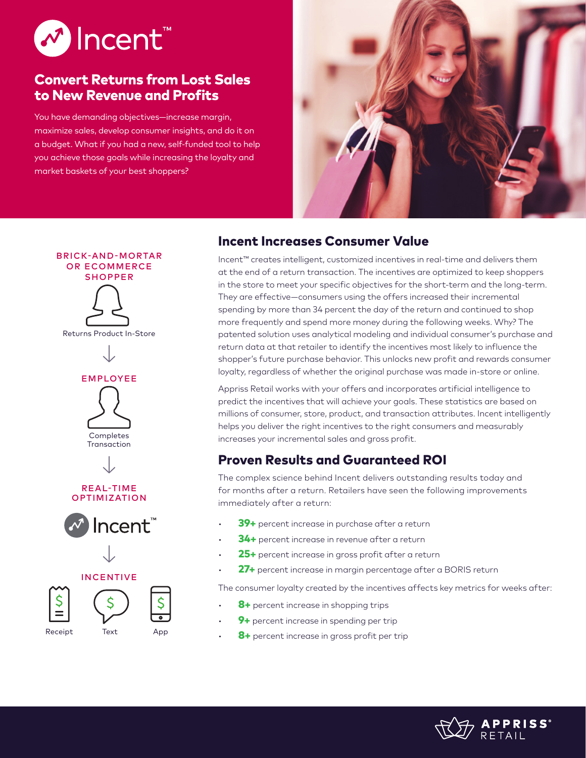# Incent™

## Convert Returns from Lost Sales to New Revenue and Profits

You have demanding objectives—increase margin, maximize sales, develop consumer insights, and do it on a budget. What if you had a new, self-funded tool to help you achieve those goals while increasing the loyalty and market baskets of your best shoppers?

**BRICK-AND-MORTAR OR ECOMMERCE SHOPPER**

Returns Product In-Store

↓

**EMPLOYEE**

Completes Transaction

↓

**REAL-TIME OPTIMIZATION**

Incent™

↓

**INCENTIVE**

Receipt | Text | App

## Incent Increases Consumer Value

Incent™ creates intelligent, customized incentives in real-time and delivers them at the end of a return transaction. The incentives are optimized to keep shoppers in the store to meet your specific objectives for the short-term and the long-term. They are effective—consumers using the offers increased their incremental spending by more than 34 percent the day of the return and continued to shop more frequently and spend more money during the following weeks. Why? The patented solution uses analytical modeling and individual consumer's purchase and return data at that retailer to identify the incentives most likely to influence the shopper's future purchase behavior. This unlocks new profit and rewards consumer loyalty, regardless of whether the original purchase was made in-store or online.

Appriss Retail works with your offers and incorporates artificial intelligence to predict the incentives that will achieve your goals. These statistics are based on millions of consumer, store, product, and transaction attributes. Incent intelligently helps you deliver the right incentives to the right consumers and measurably increases your incremental sales and gross profit.

## Proven Results and Guaranteed ROI

The complex science behind Incent delivers outstanding results today and for months after a return. Retailers have seen the following improvements immediately after a return:

- **39+** percent increase in purchase after a return
- **34+** percent increase in revenue after a return
- **25+** percent increase in gross profit after a return
- **27+** percent increase in margin percentage after a BORIS return

The consumer loyalty created by the incentives affects key metrics for weeks after:

- **8+** percent increase in shopping trips
- **9+** percent increase in spending per trip
- **8+** percent increase in gross profit per trip

APPRISS® RETAIL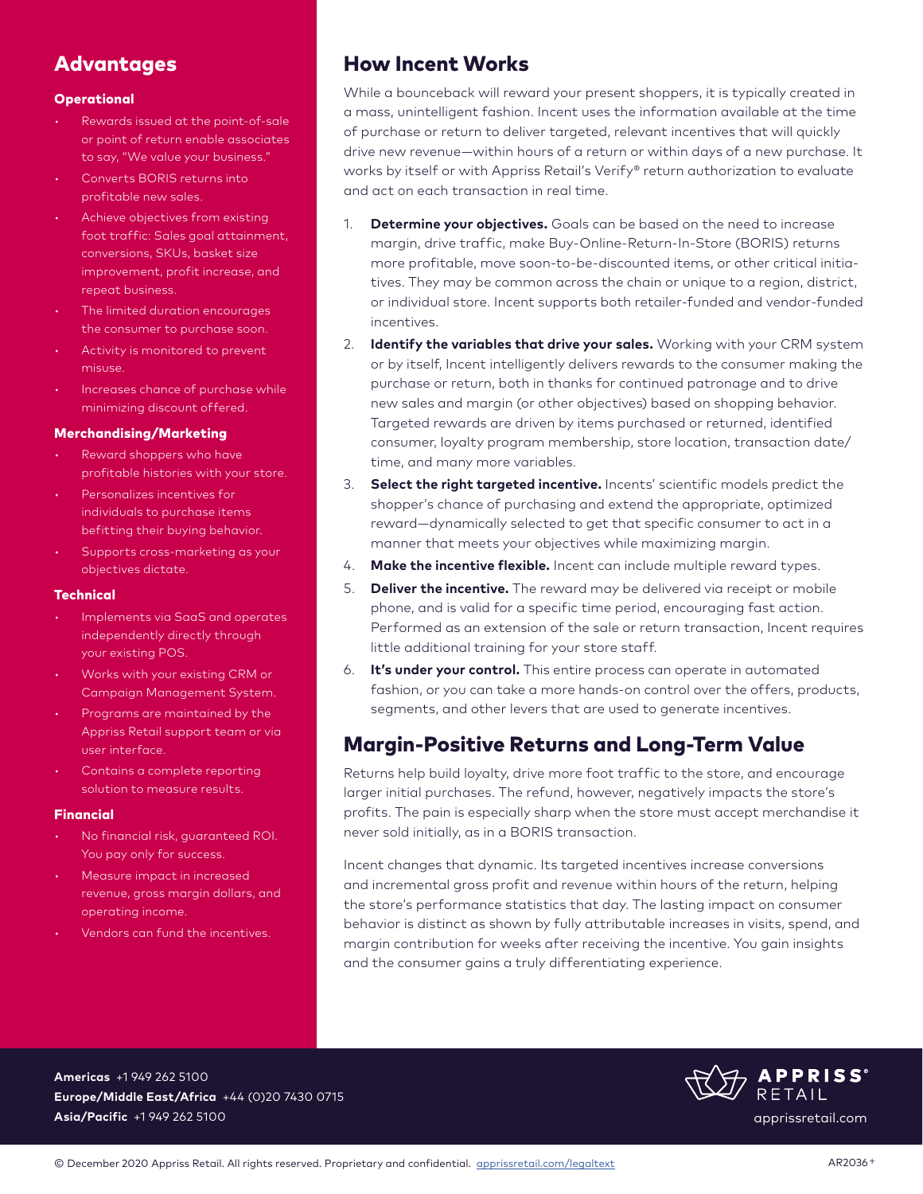## Advantages

### Operational

- Rewards issued at the point-of-sale or point of return enable associates to say, "We value your business."
- Converts BORIS returns into profitable new sales.
- Achieve objectives from existing foot traffic: Sales goal attainment, conversions, SKUs, basket size improvement, profit increase, and repeat business.
- The limited duration encourages the consumer to purchase soon.
- Activity is monitored to prevent misuse.
- Increases chance of purchase while minimizing discount offered.

### Merchandising/Marketing

- Reward shoppers who have profitable histories with your store.
- Personalizes incentives for individuals to purchase items befitting their buying behavior.
- Supports cross-marketing as your objectives dictate.

### Technical

- Implements via SaaS and operates independently directly through your existing POS.
- Works with your existing CRM or Campaign Management System.
- Programs are maintained by the Appriss Retail support team or via user interface.
- Contains a complete reporting solution to measure results.

### Financial

- No financial risk, guaranteed ROI. You pay only for success.
- Measure impact in increased revenue, gross margin dollars, and operating income.
- Vendors can fund the incentives.

## How Incent Works

While a bounceback will reward your present shoppers, it is typically created in a mass, unintelligent fashion. Incent uses the information available at the time of purchase or return to deliver targeted, relevant incentives that will quickly drive new revenue—within hours of a return or within days of a new purchase. It works by itself or with Appriss Retail's Verify® return authorization to evaluate and act on each transaction in real time.

1. **Determine your objectives.** Goals can be based on the need to increase margin, drive traffic, make Buy-Online-Return-In-Store (BORIS) returns more profitable, move soon-to-be-discounted items, or other critical initiatives. They may be common across the chain or unique to a region, district, or individual store. Incent supports both retailer-funded and vendor-funded incentives.
2. **Identify the variables that drive your sales.** Working with your CRM system or by itself, Incent intelligently delivers rewards to the consumer making the purchase or return, both in thanks for continued patronage and to drive new sales and margin (or other objectives) based on shopping behavior. Targeted rewards are driven by items purchased or returned, identified consumer, loyalty program membership, store location, transaction date/time, and many more variables.
3. **Select the right targeted incentive.** Incents' scientific models predict the shopper's chance of purchasing and extend the appropriate, optimized reward—dynamically selected to get that specific consumer to act in a manner that meets your objectives while maximizing margin.
4. **Make the incentive flexible.** Incent can include multiple reward types.
5. **Deliver the incentive.** The reward may be delivered via receipt or mobile phone, and is valid for a specific time period, encouraging fast action. Performed as an extension of the sale or return transaction, Incent requires little additional training for your store staff.
6. **It's under your control.** This entire process can operate in automated fashion, or you can take a more hands-on control over the offers, products, segments, and other levers that are used to generate incentives.

## Margin-Positive Returns and Long-Term Value

Returns help build loyalty, drive more foot traffic to the store, and encourage larger initial purchases. The refund, however, negatively impacts the store's profits. The pain is especially sharp when the store must accept merchandise it never sold initially, as in a BORIS transaction.

Incent changes that dynamic. Its targeted incentives increase conversions and incremental gross profit and revenue within hours of the return, helping the store's performance statistics that day. The lasting impact on consumer behavior is distinct as shown by fully attributable increases in visits, spend, and margin contribution for weeks after receiving the incentive. You gain insights and the consumer gains a truly differentiating experience.

**Americas** +1 949 262 5100
**Europe/Middle East/Africa** +44 (0)20 7430 0715
**Asia/Pacific** +1 949 262 5100

APPRISS® RETAIL
apprissretail.com

© December 2020 Appriss Retail. All rights reserved. Proprietary and confidential. apprissretail.com/legaltext

AR2036+